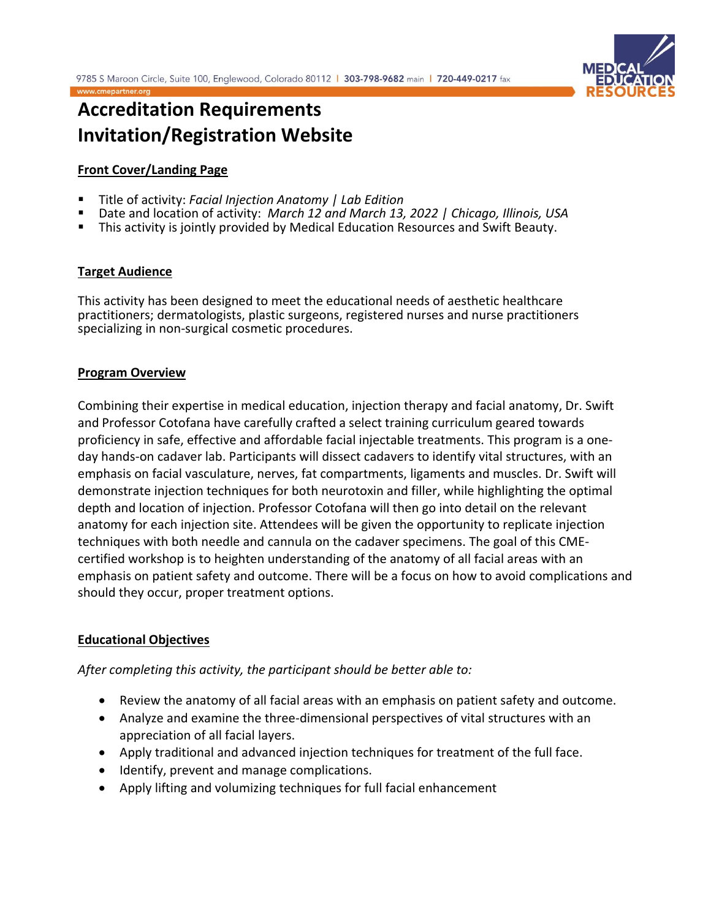# Accreditation Requirements
# Invitation/Registration Website

## Front Cover/Landing Page

- Title of activity: *Facial Injection Anatomy | Lab Edition*
- Date and location of activity: *March 12 and March 13, 2022 | Chicago, Illinois, USA*
- This activity is jointly provided by Medical Education Resources and Swift Beauty.

## Target Audience

This activity has been designed to meet the educational needs of aesthetic healthcare practitioners; dermatologists, plastic surgeons, registered nurses and nurse practitioners specializing in non-surgical cosmetic procedures.

## Program Overview

Combining their expertise in medical education, injection therapy and facial anatomy, Dr. Swift and Professor Cotofana have carefully crafted a select training curriculum geared towards proficiency in safe, effective and affordable facial injectable treatments. This program is a one-day hands-on cadaver lab. Participants will dissect cadavers to identify vital structures, with an emphasis on facial vasculature, nerves, fat compartments, ligaments and muscles. Dr. Swift will demonstrate injection techniques for both neurotoxin and filler, while highlighting the optimal depth and location of injection. Professor Cotofana will then go into detail on the relevant anatomy for each injection site. Attendees will be given the opportunity to replicate injection techniques with both needle and cannula on the cadaver specimens. The goal of this CME-certified workshop is to heighten understanding of the anatomy of all facial areas with an emphasis on patient safety and outcome. There will be a focus on how to avoid complications and should they occur, proper treatment options.

## Educational Objectives

*After completing this activity, the participant should be better able to:*

- Review the anatomy of all facial areas with an emphasis on patient safety and outcome.
- Analyze and examine the three-dimensional perspectives of vital structures with an appreciation of all facial layers.
- Apply traditional and advanced injection techniques for treatment of the full face.
- Identify, prevent and manage complications.
- Apply lifting and volumizing techniques for full facial enhancement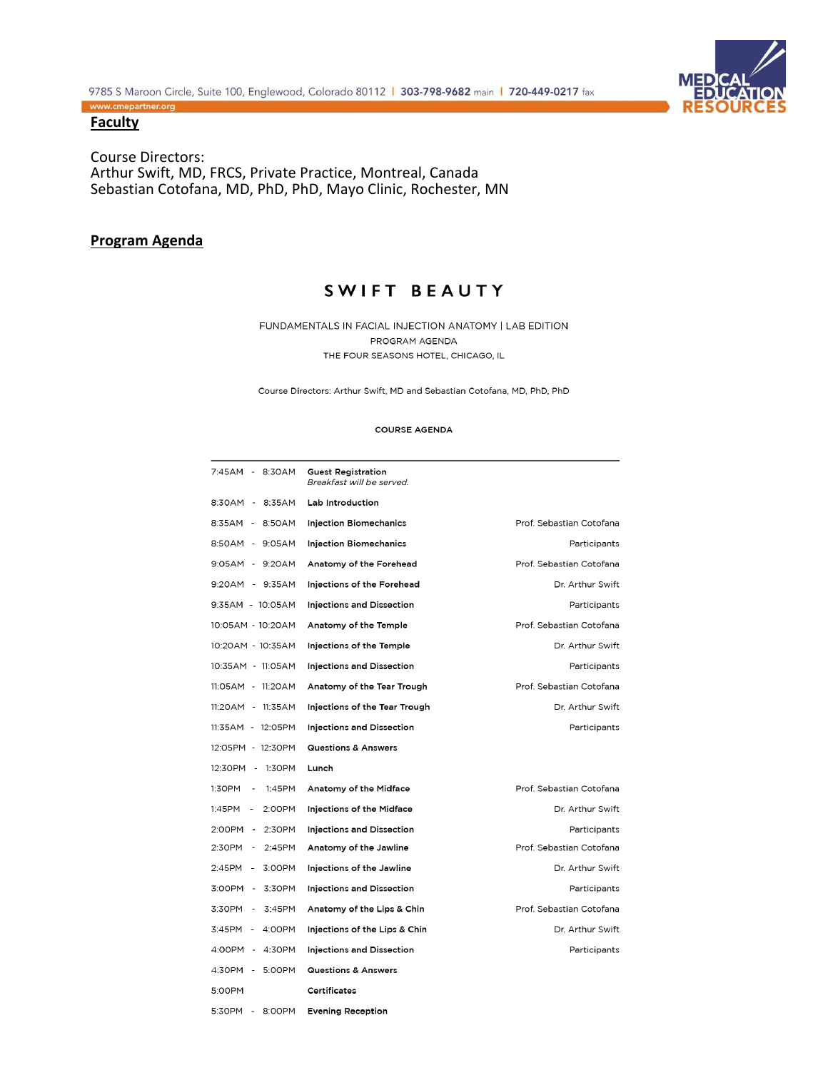## Faculty

Course Directors:
Arthur Swift, MD, FRCS, Private Practice, Montreal, Canada
Sebastian Cotofana, MD, PhD, PhD, Mayo Clinic, Rochester, MN

## Program Agenda

# SWIFT BEAUTY

FUNDAMENTALS IN FACIAL INJECTION ANATOMY | LAB EDITION
PROGRAM AGENDA
THE FOUR SEASONS HOTEL, CHICAGO, IL

Course Directors: Arthur Swift, MD and Sebastian Cotofana, MD, PhD, PhD

COURSE AGENDA

| Time | Session | Presenter |
|---|---|---|
| 7:45AM - 8:30AM | **Guest Registration** *Breakfast will be served.* | |
| 8:30AM - 8:35AM | **Lab Introduction** | |
| 8:35AM - 8:50AM | **Injection Biomechanics** | Prof. Sebastian Cotofana |
| 8:50AM - 9:05AM | **Injection Biomechanics** | Participants |
| 9:05AM - 9:20AM | **Anatomy of the Forehead** | Prof. Sebastian Cotofana |
| 9:20AM - 9:35AM | **Injections of the Forehead** | Dr. Arthur Swift |
| 9:35AM - 10:05AM | **Injections and Dissection** | Participants |
| 10:05AM - 10:20AM | **Anatomy of the Temple** | Prof. Sebastian Cotofana |
| 10:20AM - 10:35AM | **Injections of the Temple** | Dr. Arthur Swift |
| 10:35AM - 11:05AM | **Injections and Dissection** | Participants |
| 11:05AM - 11:20AM | **Anatomy of the Tear Trough** | Prof. Sebastian Cotofana |
| 11:20AM - 11:35AM | **Injections of the Tear Trough** | Dr. Arthur Swift |
| 11:35AM - 12:05PM | **Injections and Dissection** | Participants |
| 12:05PM - 12:30PM | **Questions & Answers** | |
| 12:30PM - 1:30PM | **Lunch** | |
| 1:30PM - 1:45PM | **Anatomy of the Midface** | Prof. Sebastian Cotofana |
| 1:45PM - 2:00PM | **Injections of the Midface** | Dr. Arthur Swift |
| 2:00PM - 2:30PM | **Injections and Dissection** | Participants |
| 2:30PM - 2:45PM | **Anatomy of the Jawline** | Prof. Sebastian Cotofana |
| 2:45PM - 3:00PM | **Injections of the Jawline** | Dr. Arthur Swift |
| 3:00PM - 3:30PM | **Injections and Dissection** | Participants |
| 3:30PM - 3:45PM | **Anatomy of the Lips & Chin** | Prof. Sebastian Cotofana |
| 3:45PM - 4:00PM | **Injections of the Lips & Chin** | Dr. Arthur Swift |
| 4:00PM - 4:30PM | **Injections and Dissection** | Participants |
| 4:30PM - 5:00PM | **Questions & Answers** | |
| 5:00PM | **Certificates** | |
| 5:30PM - 8:00PM | **Evening Reception** | |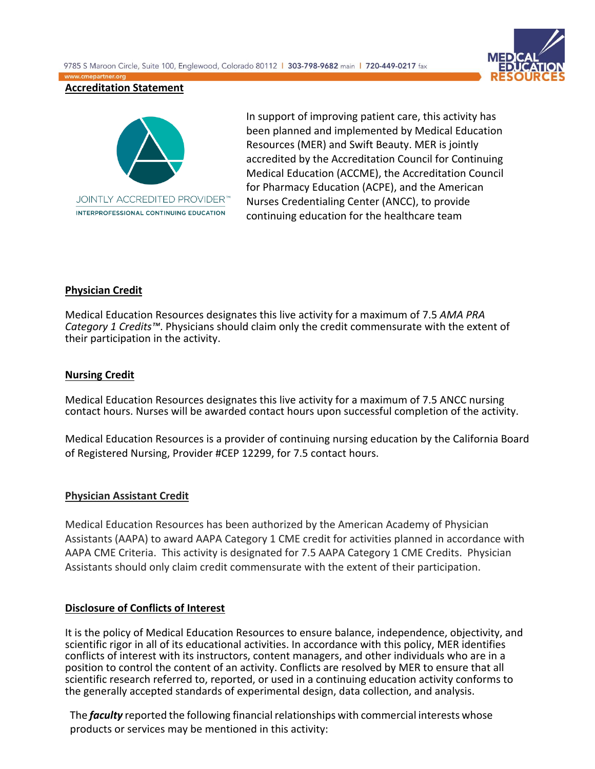## Accreditation Statement

JOINTLY ACCREDITED PROVIDER™
INTERPROFESSIONAL CONTINUING EDUCATION

In support of improving patient care, this activity has been planned and implemented by Medical Education Resources (MER) and Swift Beauty. MER is jointly accredited by the Accreditation Council for Continuing Medical Education (ACCME), the Accreditation Council for Pharmacy Education (ACPE), and the American Nurses Credentialing Center (ANCC), to provide continuing education for the healthcare team

## Physician Credit

Medical Education Resources designates this live activity for a maximum of 7.5 *AMA PRA Category 1 Credits™*. Physicians should claim only the credit commensurate with the extent of their participation in the activity.

## Nursing Credit

Medical Education Resources designates this live activity for a maximum of 7.5 ANCC nursing contact hours. Nurses will be awarded contact hours upon successful completion of the activity.

Medical Education Resources is a provider of continuing nursing education by the California Board of Registered Nursing, Provider #CEP 12299, for 7.5 contact hours.

## Physician Assistant Credit

Medical Education Resources has been authorized by the American Academy of Physician Assistants (AAPA) to award AAPA Category 1 CME credit for activities planned in accordance with AAPA CME Criteria. This activity is designated for 7.5 AAPA Category 1 CME Credits. Physician Assistants should only claim credit commensurate with the extent of their participation.

## Disclosure of Conflicts of Interest

It is the policy of Medical Education Resources to ensure balance, independence, objectivity, and scientific rigor in all of its educational activities. In accordance with this policy, MER identifies conflicts of interest with its instructors, content managers, and other individuals who are in a position to control the content of an activity. Conflicts are resolved by MER to ensure that all scientific research referred to, reported, or used in a continuing education activity conforms to the generally accepted standards of experimental design, data collection, and analysis.

The ***faculty*** reported the following financial relationships with commercial interests whose products or services may be mentioned in this activity: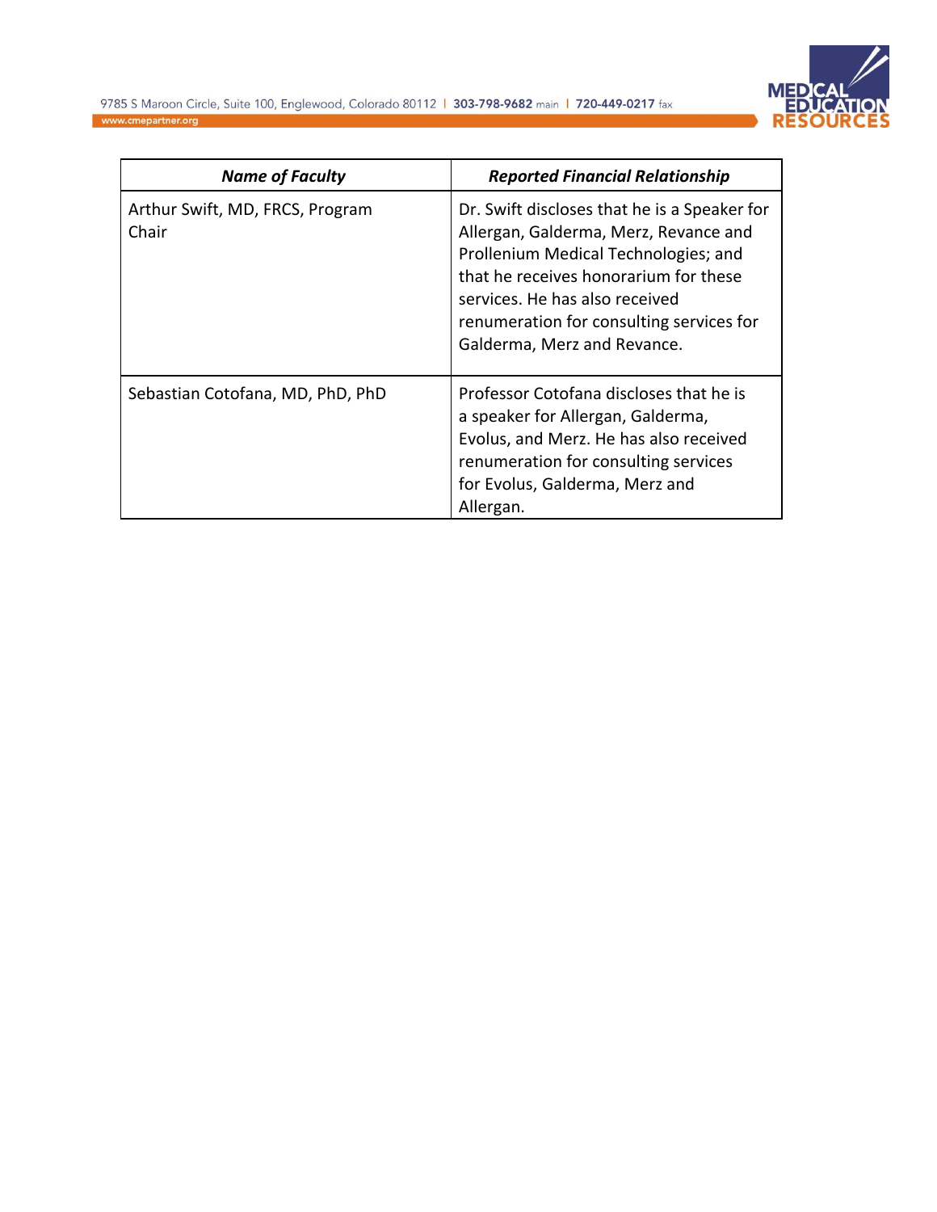| ***Name of Faculty*** | ***Reported Financial Relationship*** |
| --- | --- |
| Arthur Swift, MD, FRCS, Program Chair | Dr. Swift discloses that he is a Speaker for Allergan, Galderma, Merz, Revance and Prollenium Medical Technologies; and that he receives honorarium for these services. He has also received renumeration for consulting services for Galderma, Merz and Revance. |
| Sebastian Cotofana, MD, PhD, PhD | Professor Cotofana discloses that he is a speaker for Allergan, Galderma, Evolus, and Merz. He has also received renumeration for consulting services for Evolus, Galderma, Merz and Allergan. |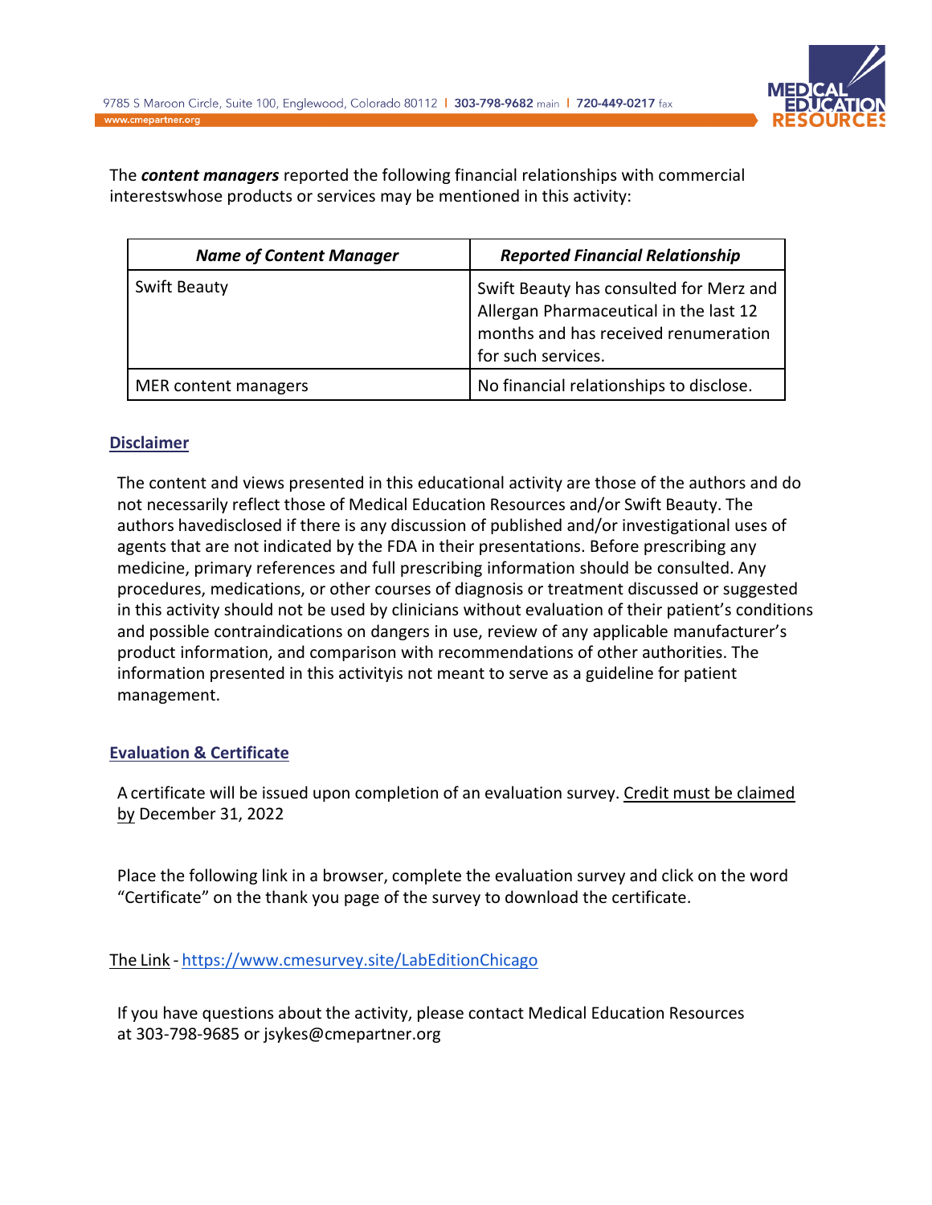The ***content managers*** reported the following financial relationships with commercial interestswhose products or services may be mentioned in this activity:

| ***Name of Content Manager*** | ***Reported Financial Relationship*** |
| --- | --- |
| Swift Beauty | Swift Beauty has consulted for Merz and Allergan Pharmaceutical in the last 12 months and has received renumeration for such services. |
| MER content managers | No financial relationships to disclose. |

## Disclaimer

The content and views presented in this educational activity are those of the authors and do not necessarily reflect those of Medical Education Resources and/or Swift Beauty. The authors havedisclosed if there is any discussion of published and/or investigational uses of agents that are not indicated by the FDA in their presentations. Before prescribing any medicine, primary references and full prescribing information should be consulted. Any procedures, medications, or other courses of diagnosis or treatment discussed or suggested in this activity should not be used by clinicians without evaluation of their patient's conditions and possible contraindications on dangers in use, review of any applicable manufacturer's product information, and comparison with recommendations of other authorities. The information presented in this activityis not meant to serve as a guideline for patient management.

## Evaluation & Certificate

A certificate will be issued upon completion of an evaluation survey. Credit must be claimed by December 31, 2022

Place the following link in a browser, complete the evaluation survey and click on the word "Certificate" on the thank you page of the survey to download the certificate.

The Link - https://www.cmesurvey.site/LabEditionChicago

If you have questions about the activity, please contact Medical Education Resources at 303-798-9685 or jsykes@cmepartner.org